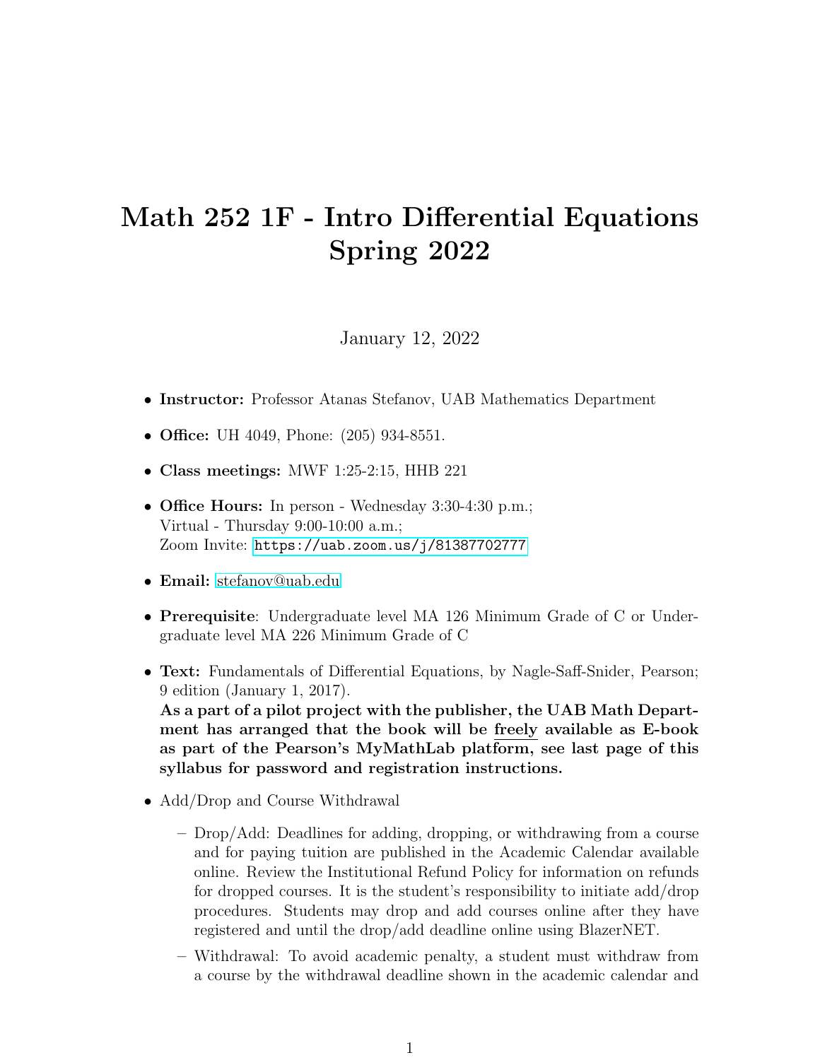# Math 252 1F - Intro Differential Equations Spring 2022

January 12, 2022

- **Instructor:** Professor Atanas Stefanov, UAB Mathematics Department
- **Office:** UH 4049, Phone: (205) 934-8551.
- **Class meetings:** MWF 1:25-2:15, HHB 221
- **Office Hours:** In person - Wednesday 3:30-4:30 p.m.;
  Virtual - Thursday 9:00-10:00 a.m.;
  Zoom Invite: `https://uab.zoom.us/j/81387702777`
- **Email:** stefanov@uab.edu
- **Prerequisite**: Undergraduate level MA 126 Minimum Grade of C or Undergraduate level MA 226 Minimum Grade of C
- **Text:** Fundamentals of Differential Equations, by Nagle-Saff-Snider, Pearson; 9 edition (January 1, 2017).
  **As a part of a pilot project with the publisher, the UAB Math Department has arranged that the book will be freely available as E-book as part of the Pearson's MyMathLab platform, see last page of this syllabus for password and registration instructions.**
- Add/Drop and Course Withdrawal
  - Drop/Add: Deadlines for adding, dropping, or withdrawing from a course and for paying tuition are published in the Academic Calendar available online. Review the Institutional Refund Policy for information on refunds for dropped courses. It is the student's responsibility to initiate add/drop procedures. Students may drop and add courses online after they have registered and until the drop/add deadline online using BlazerNET.
  - Withdrawal: To avoid academic penalty, a student must withdraw from a course by the withdrawal deadline shown in the academic calendar and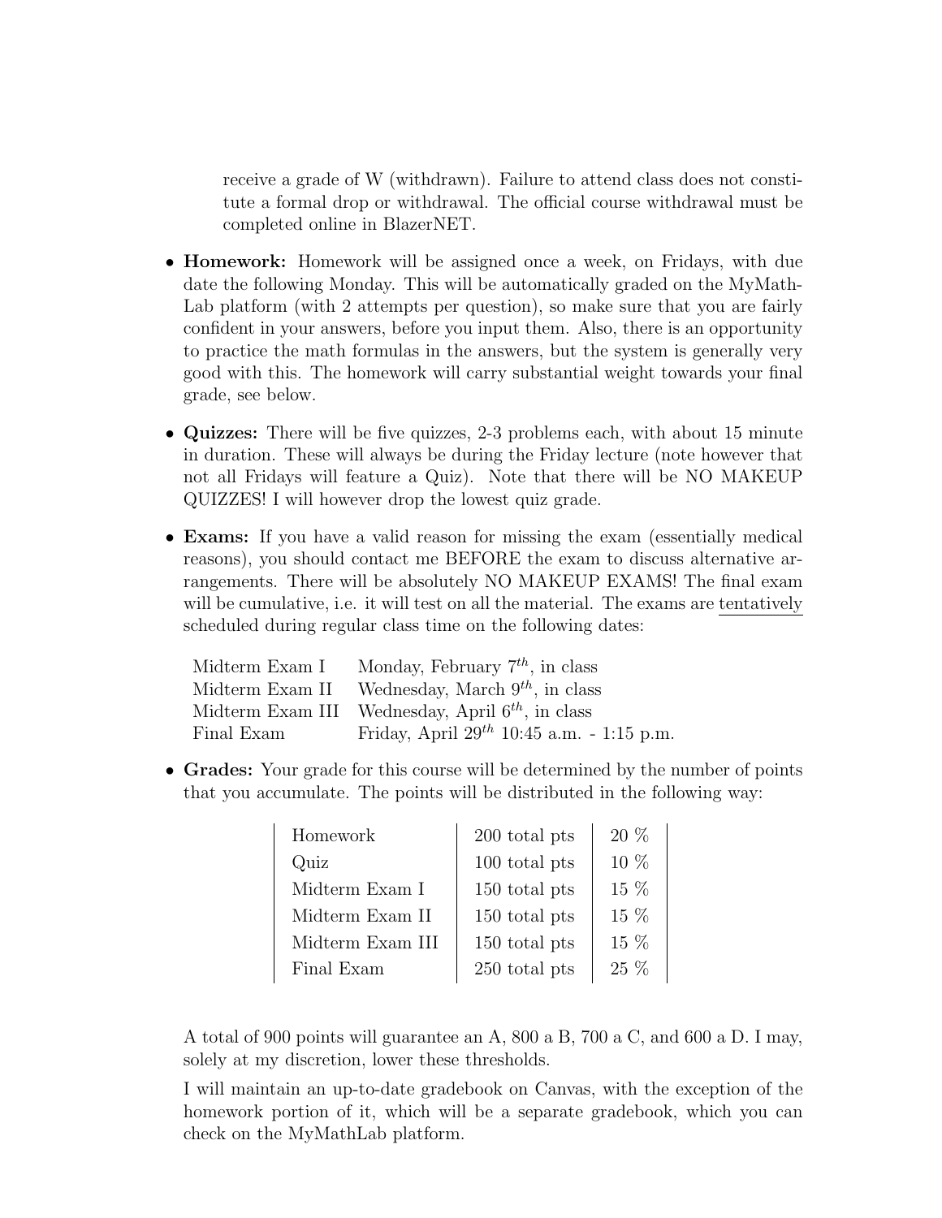receive a grade of W (withdrawn). Failure to attend class does not constitute a formal drop or withdrawal. The official course withdrawal must be completed online in BlazerNET.

- **Homework:** Homework will be assigned once a week, on Fridays, with due date the following Monday. This will be automatically graded on the MyMathLab platform (with 2 attempts per question), so make sure that you are fairly confident in your answers, before you input them. Also, there is an opportunity to practice the math formulas in the answers, but the system is generally very good with this. The homework will carry substantial weight towards your final grade, see below.

- **Quizzes:** There will be five quizzes, 2-3 problems each, with about 15 minute in duration. These will always be during the Friday lecture (note however that not all Fridays will feature a Quiz). Note that there will be NO MAKEUP QUIZZES! I will however drop the lowest quiz grade.

- **Exams:** If you have a valid reason for missing the exam (essentially medical reasons), you should contact me BEFORE the exam to discuss alternative arrangements. There will be absolutely NO MAKEUP EXAMS! The final exam will be cumulative, i.e. it will test on all the material. The exams are tentatively scheduled during regular class time on the following dates:

| | |
|---|---|
| Midterm Exam I | Monday, February $7^{th}$, in class |
| Midterm Exam II | Wednesday, March $9^{th}$, in class |
| Midterm Exam III | Wednesday, April $6^{th}$, in class |
| Final Exam | Friday, April $29^{th}$ 10:45 a.m. - 1:15 p.m. |

- **Grades:** Your grade for this course will be determined by the number of points that you accumulate. The points will be distributed in the following way:

| | | |
|---|---|---|
| Homework | 200 total pts | 20 % |
| Quiz | 100 total pts | 10 % |
| Midterm Exam I | 150 total pts | 15 % |
| Midterm Exam II | 150 total pts | 15 % |
| Midterm Exam III | 150 total pts | 15 % |
| Final Exam | 250 total pts | 25 % |

A total of 900 points will guarantee an A, 800 a B, 700 a C, and 600 a D. I may, solely at my discretion, lower these thresholds.

I will maintain an up-to-date gradebook on Canvas, with the exception of the homework portion of it, which will be a separate gradebook, which you can check on the MyMathLab platform.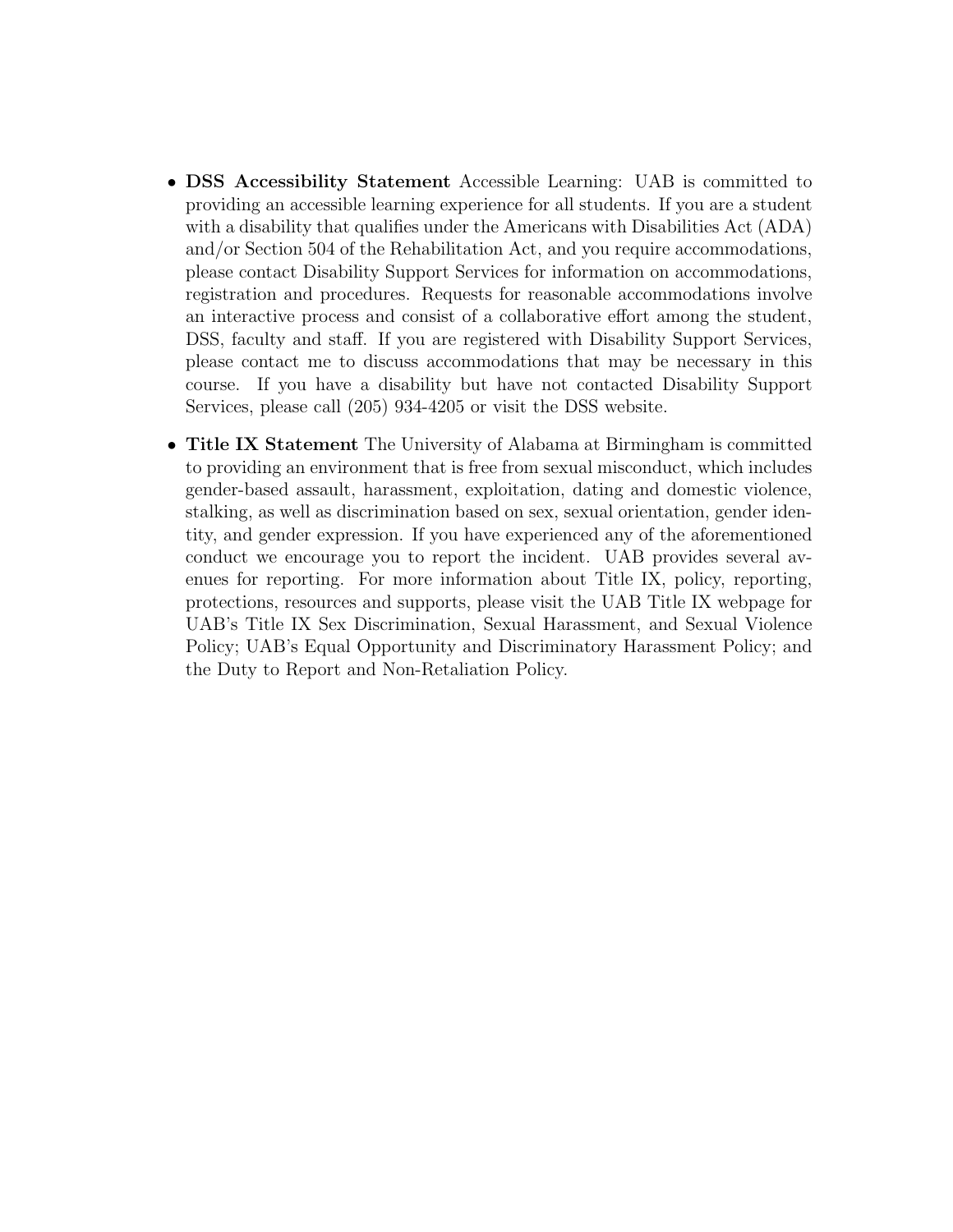- **DSS Accessibility Statement** Accessible Learning: UAB is committed to providing an accessible learning experience for all students. If you are a student with a disability that qualifies under the Americans with Disabilities Act (ADA) and/or Section 504 of the Rehabilitation Act, and you require accommodations, please contact Disability Support Services for information on accommodations, registration and procedures. Requests for reasonable accommodations involve an interactive process and consist of a collaborative effort among the student, DSS, faculty and staff. If you are registered with Disability Support Services, please contact me to discuss accommodations that may be necessary in this course. If you have a disability but have not contacted Disability Support Services, please call (205) 934-4205 or visit the DSS website.

- **Title IX Statement** The University of Alabama at Birmingham is committed to providing an environment that is free from sexual misconduct, which includes gender-based assault, harassment, exploitation, dating and domestic violence, stalking, as well as discrimination based on sex, sexual orientation, gender identity, and gender expression. If you have experienced any of the aforementioned conduct we encourage you to report the incident. UAB provides several avenues for reporting. For more information about Title IX, policy, reporting, protections, resources and supports, please visit the UAB Title IX webpage for UAB's Title IX Sex Discrimination, Sexual Harassment, and Sexual Violence Policy; UAB's Equal Opportunity and Discriminatory Harassment Policy; and the Duty to Report and Non-Retaliation Policy.